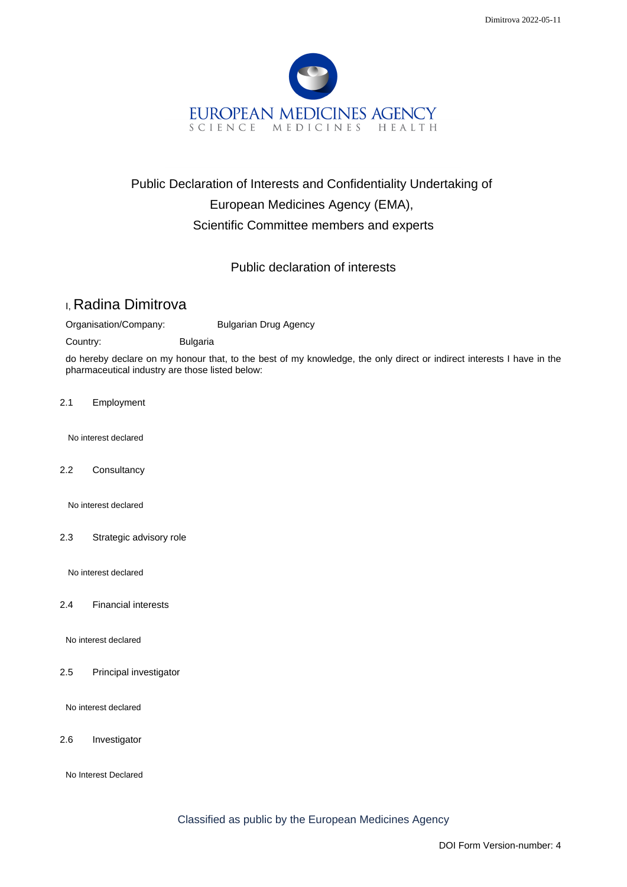EUROPEAN MEDICINES AGENCY
SCIENCE MEDICINES HEALTH

# Public Declaration of Interests and Confidentiality Undertaking of European Medicines Agency (EMA), Scientific Committee members and experts

## Public declaration of interests

I, Radina Dimitrova

Organisation/Company: Bulgarian Drug Agency

Country: Bulgaria

do hereby declare on my honour that, to the best of my knowledge, the only direct or indirect interests I have in the pharmaceutical industry are those listed below:

2.1 Employment

No interest declared

2.2 Consultancy

No interest declared

2.3 Strategic advisory role

No interest declared

2.4 Financial interests

No interest declared

2.5 Principal investigator

No interest declared

2.6 Investigator

No Interest Declared

Classified as public by the European Medicines Agency

DOI Form Version-number: 4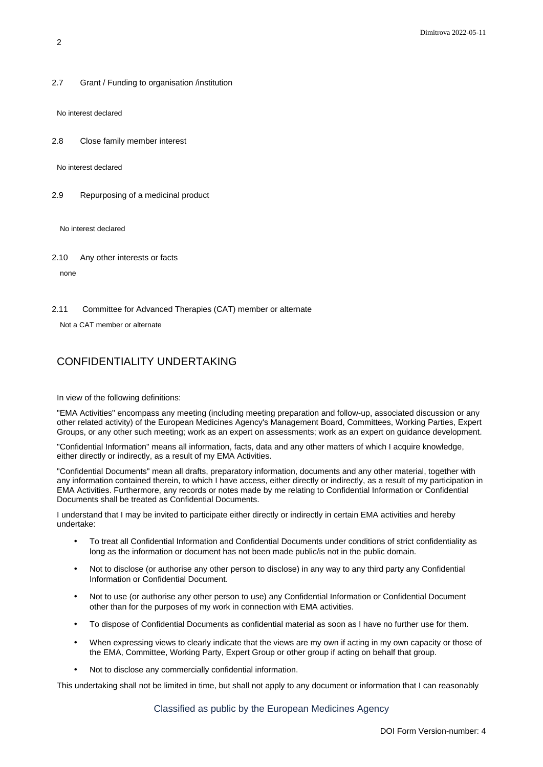2.7 Grant / Funding to organisation /institution

No interest declared

2.8 Close family member interest

No interest declared

2.9 Repurposing of a medicinal product

No interest declared

2.10 Any other interests or facts

none

2.11 Committee for Advanced Therapies (CAT) member or alternate

Not a CAT member or alternate

## CONFIDENTIALITY UNDERTAKING

In view of the following definitions:

"EMA Activities" encompass any meeting (including meeting preparation and follow-up, associated discussion or any other related activity) of the European Medicines Agency's Management Board, Committees, Working Parties, Expert Groups, or any other such meeting; work as an expert on assessments; work as an expert on guidance development.

"Confidential Information" means all information, facts, data and any other matters of which I acquire knowledge, either directly or indirectly, as a result of my EMA Activities.

"Confidential Documents" mean all drafts, preparatory information, documents and any other material, together with any information contained therein, to which I have access, either directly or indirectly, as a result of my participation in EMA Activities. Furthermore, any records or notes made by me relating to Confidential Information or Confidential Documents shall be treated as Confidential Documents.

I understand that I may be invited to participate either directly or indirectly in certain EMA activities and hereby undertake:

- To treat all Confidential Information and Confidential Documents under conditions of strict confidentiality as long as the information or document has not been made public/is not in the public domain.
- Not to disclose (or authorise any other person to disclose) in any way to any third party any Confidential Information or Confidential Document.
- Not to use (or authorise any other person to use) any Confidential Information or Confidential Document other than for the purposes of my work in connection with EMA activities.
- To dispose of Confidential Documents as confidential material as soon as I have no further use for them.
- When expressing views to clearly indicate that the views are my own if acting in my own capacity or those of the EMA, Committee, Working Party, Expert Group or other group if acting on behalf that group.
- Not to disclose any commercially confidential information.

This undertaking shall not be limited in time, but shall not apply to any document or information that I can reasonably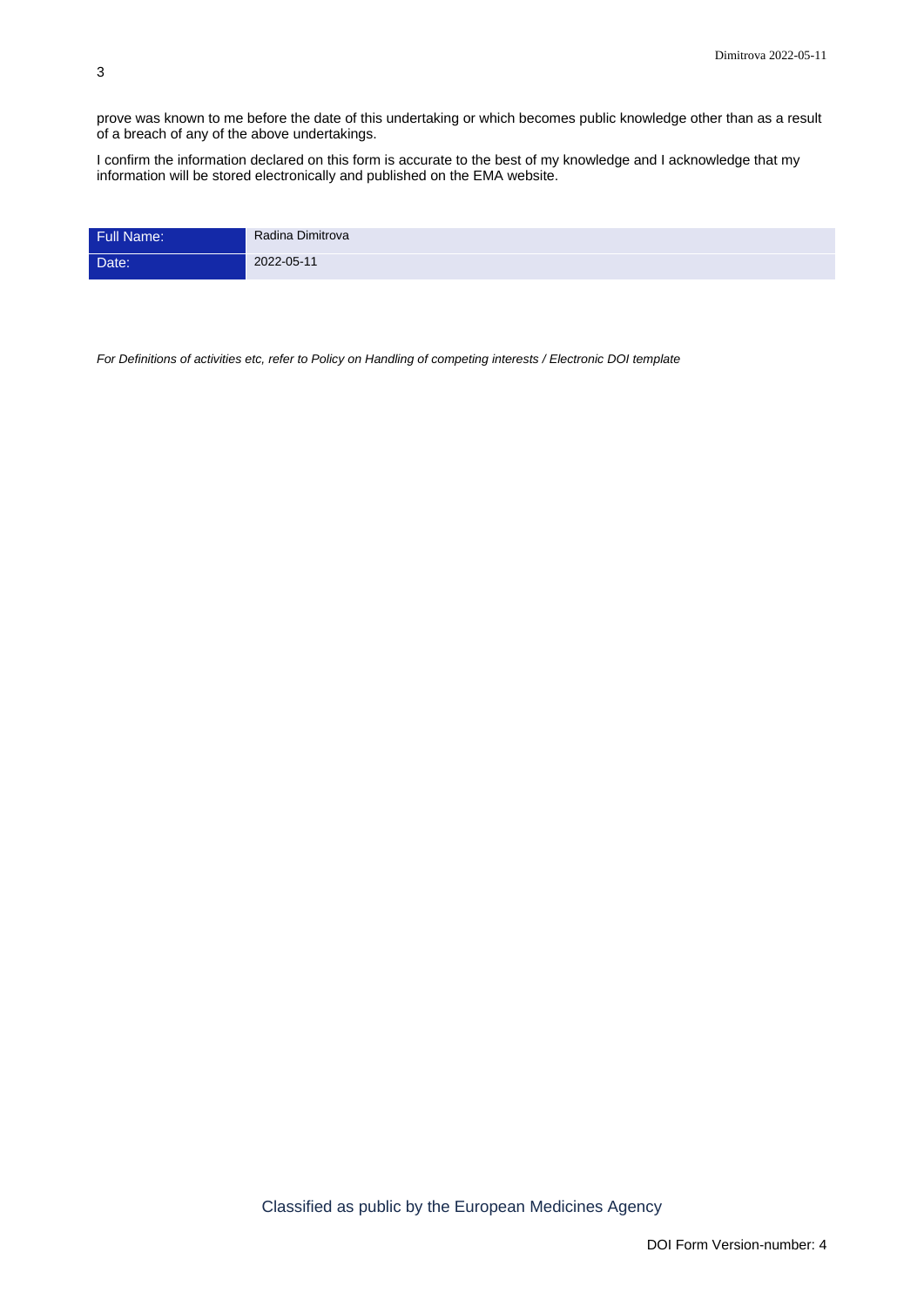prove was known to me before the date of this undertaking or which becomes public knowledge other than as a result of a breach of any of the above undertakings.

I confirm the information declared on this form is accurate to the best of my knowledge and I acknowledge that my information will be stored electronically and published on the EMA website.

| | |
|---|---|
| Full Name: | Radina Dimitrova |
| Date: | 2022-05-11 |

*For Definitions of activities etc, refer to Policy on Handling of competing interests / Electronic DOI template*

Classified as public by the European Medicines Agency

DOI Form Version-number: 4